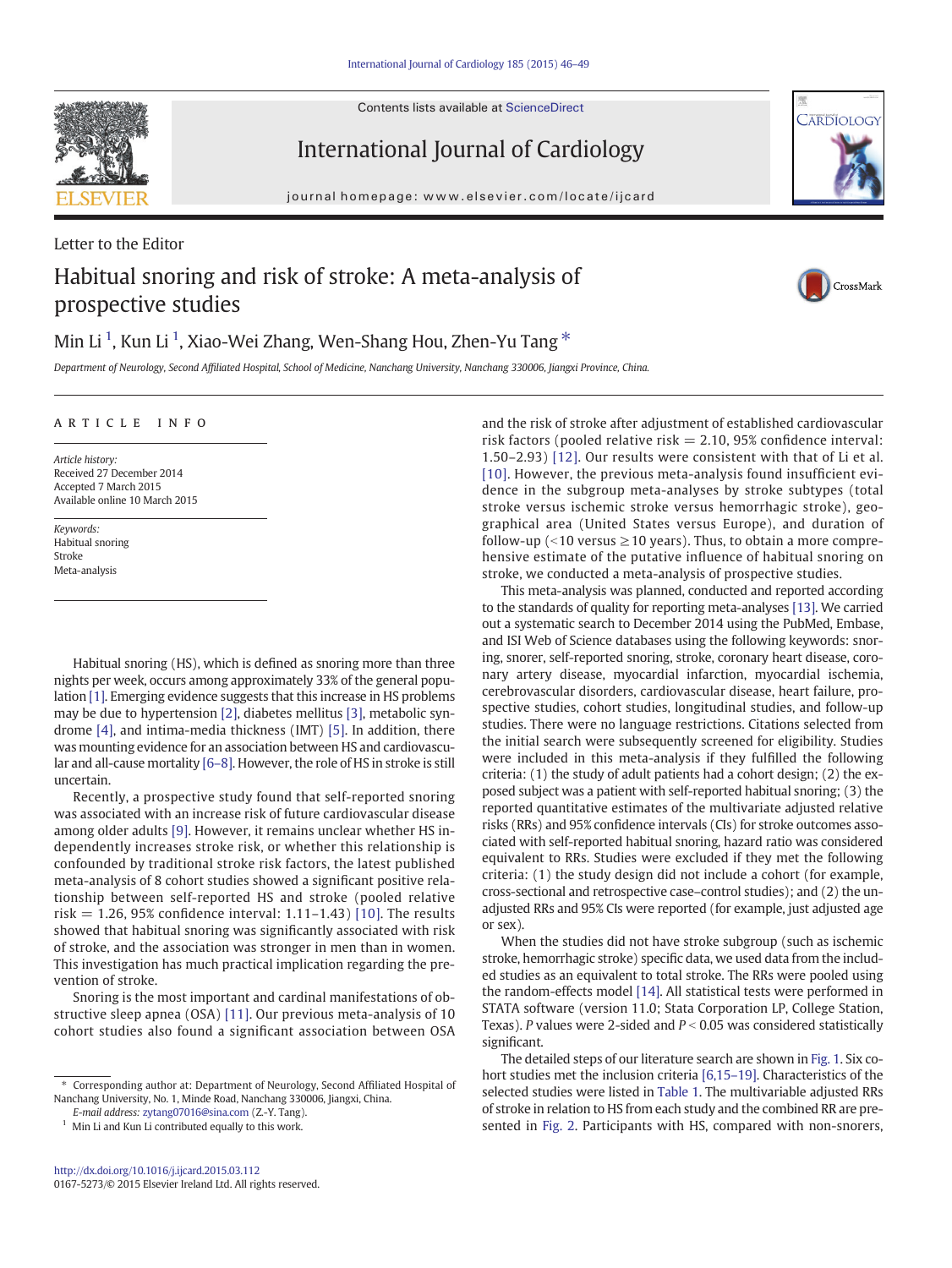Letter to the Editor

# Habitual snoring and risk of stroke: A meta-analysis of prospective studies

Min Li [1], Kun Li [1], Xiao-Wei Zhang, Wen-Shang Hou, Zhen-Yu Tang *

*Department of Neurology, Second Affiliated Hospital, School of Medicine, Nanchang University, Nanchang 330006, Jiangxi Province, China.*

## ARTICLE INFO

*Article history:*
Received 27 December 2014
Accepted 7 March 2015
Available online 10 March 2015

*Keywords:*
Habitual snoring
Stroke
Meta-analysis

Habitual snoring (HS), which is defined as snoring more than three nights per week, occurs among approximately 33% of the general population [1]. Emerging evidence suggests that this increase in HS problems may be due to hypertension [2], diabetes mellitus [3], metabolic syndrome [4], and intima-media thickness (IMT) [5]. In addition, there was mounting evidence for an association between HS and cardiovascular and all-cause mortality [6–8]. However, the role of HS in stroke is still uncertain.

Recently, a prospective study found that self-reported snoring was associated with an increase risk of future cardiovascular disease among older adults [9]. However, it remains unclear whether HS independently increases stroke risk, or whether this relationship is confounded by traditional stroke risk factors, the latest published meta-analysis of 8 cohort studies showed a significant positive relationship between self-reported HS and stroke (pooled relative risk = 1.26, 95% confidence interval: 1.11–1.43) [10]. The results showed that habitual snoring was significantly associated with risk of stroke, and the association was stronger in men than in women. This investigation has much practical implication regarding the prevention of stroke.

Snoring is the most important and cardinal manifestations of obstructive sleep apnea (OSA) [11]. Our previous meta-analysis of 10 cohort studies also found a significant association between OSA and the risk of stroke after adjustment of established cardiovascular risk factors (pooled relative risk = 2.10, 95% confidence interval: 1.50–2.93) [12]. Our results were consistent with that of Li et al. [10]. However, the previous meta-analysis found insufficient evidence in the subgroup meta-analyses by stroke subtypes (total stroke versus ischemic stroke versus hemorrhagic stroke), geographical area (United States versus Europe), and duration of follow-up (<10 versus ≥10 years). Thus, to obtain a more comprehensive estimate of the putative influence of habitual snoring on stroke, we conducted a meta-analysis of prospective studies.

This meta-analysis was planned, conducted and reported according to the standards of quality for reporting meta-analyses [13]. We carried out a systematic search to December 2014 using the PubMed, Embase, and ISI Web of Science databases using the following keywords: snoring, snorer, self-reported snoring, stroke, coronary heart disease, coronary artery disease, myocardial infarction, myocardial ischemia, cerebrovascular disorders, cardiovascular disease, heart failure, prospective studies, cohort studies, longitudinal studies, and follow-up studies. There were no language restrictions. Citations selected from the initial search were subsequently screened for eligibility. Studies were included in this meta-analysis if they fulfilled the following criteria: (1) the study of adult patients had a cohort design; (2) the exposed subject was a patient with self-reported habitual snoring; (3) the reported quantitative estimates of the multivariate adjusted relative risks (RRs) and 95% confidence intervals (CIs) for stroke outcomes associated with self-reported habitual snoring, hazard ratio was considered equivalent to RRs. Studies were excluded if they met the following criteria: (1) the study design did not include a cohort (for example, cross-sectional and retrospective case–control studies); and (2) the unadjusted RRs and 95% CIs were reported (for example, just adjusted age or sex).

When the studies did not have stroke subgroup (such as ischemic stroke, hemorrhagic stroke) specific data, we used data from the included studies as an equivalent to total stroke. The RRs were pooled using the random-effects model [14]. All statistical tests were performed in STATA software (version 11.0; Stata Corporation LP, College Station, Texas). *P* values were 2-sided and $P < 0.05$ was considered statistically significant.

The detailed steps of our literature search are shown in Fig. 1. Six cohort studies met the inclusion criteria [6,15–19]. Characteristics of the selected studies were listed in Table 1. The multivariable adjusted RRs of stroke in relation to HS from each study and the combined RR are presented in Fig. 2. Participants with HS, compared with non-snorers,

---

* Corresponding author at: Department of Neurology, Second Affiliated Hospital of Nanchang University, No. 1, Minde Road, Nanchang 330006, Jiangxi, China.
*E-mail address:* zytang07016@sina.com (Z.-Y. Tang).

[1] Min Li and Kun Li contributed equally to this work.

http://dx.doi.org/10.1016/j.ijcard.2015.03.112
0167-5273/© 2015 Elsevier Ireland Ltd. All rights reserved.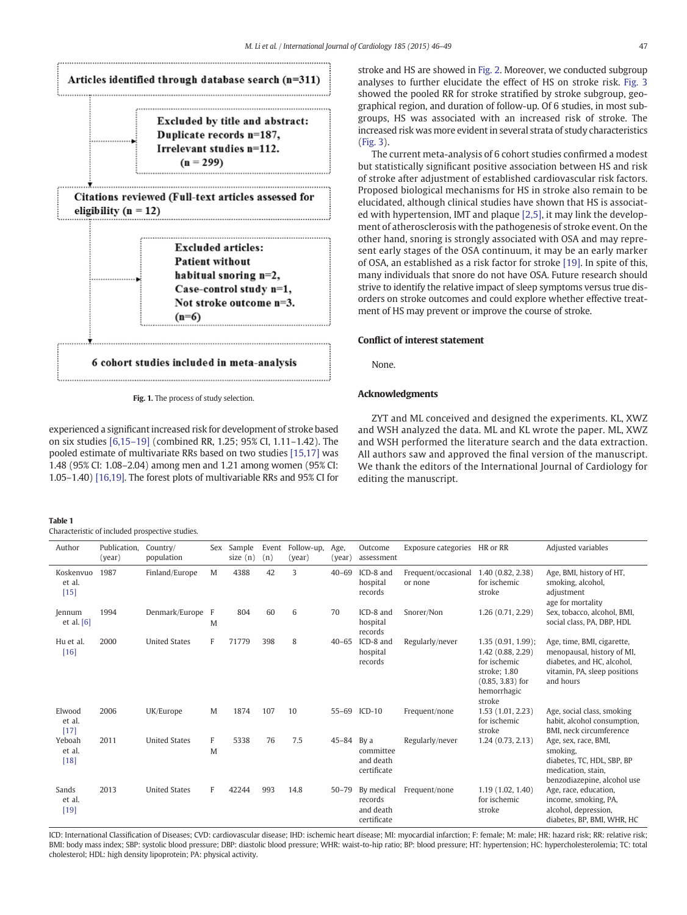Articles identified through database search (n=311)

Excluded by title and abstract: Duplicate records n=187, Irrelevant studies n=112. (n = 299)

Citations reviewed (Full-text articles assessed for eligibility (n = 12)

Excluded articles: Patient without habitual snoring n=2, Case-control study n=1, Not stroke outcome n=3. (n=6)

6 cohort studies included in meta-analysis

**Fig. 1.** The process of study selection.

experienced a significant increased risk for development of stroke based on six studies [6,15–19] (combined RR, 1.25; 95% CI, 1.11–1.42). The pooled estimate of multivariate RRs based on two studies [15,17] was 1.48 (95% CI: 1.08–2.04) among men and 1.21 among women (95% CI: 1.05–1.40) [16,19]. The forest plots of multivariable RRs and 95% CI for stroke and HS are showed in Fig. 2. Moreover, we conducted subgroup analyses to further elucidate the effect of HS on stroke risk. Fig. 3 showed the pooled RR for stroke stratified by stroke subgroup, geographical region, and duration of follow-up. Of 6 studies, in most subgroups, HS was associated with an increased risk of stroke. The increased risk was more evident in several strata of study characteristics (Fig. 3).

The current meta-analysis of 6 cohort studies confirmed a modest but statistically significant positive association between HS and risk of stroke after adjustment of established cardiovascular risk factors. Proposed biological mechanisms for HS in stroke also remain to be elucidated, although clinical studies have shown that HS is associated with hypertension, IMT and plaque [2,5], it may link the development of atherosclerosis with the pathogenesis of stroke event. On the other hand, snoring is strongly associated with OSA and may represent early stages of the OSA continuum, it may be an early marker of OSA, an established as a risk factor for stroke [19]. In spite of this, many individuals that snore do not have OSA. Future research should strive to identify the relative impact of sleep symptoms versus true disorders on stroke outcomes and could explore whether effective treatment of HS may prevent or improve the course of stroke.

## Conflict of interest statement

None.

## Acknowledgments

ZYT and ML conceived and designed the experiments. KL, XWZ and WSH analyzed the data. ML and KL wrote the paper. ML, XWZ and WSH performed the literature search and the data extraction. All authors saw and approved the final version of the manuscript. We thank the editors of the International Journal of Cardiology for editing the manuscript.

**Table 1**
Characteristic of included prospective studies.

| Author | Publication, (year) | Country/ population | Sex | Sample size (n) | Event (n) | Follow-up, (year) | Age, (year) | Outcome assessment | Exposure categories | HR or RR | Adjusted variables |
|---|---|---|---|---|---|---|---|---|---|---|---|
| Koskenvuo et al. [15] | 1987 | Finland/Europe | M | 4388 | 42 | 3 | 40–69 | ICD-8 and hospital records | Frequent/occasional or none | 1.40 (0.82, 2.38) for ischemic stroke | Age, BMI, history of HT, smoking, alcohol, adjustment age for mortality |
| Jennum et al. [6] | 1994 | Denmark/Europe | F M | 804 | 60 | 6 | 70 | ICD-8 and hospital records | Snorer/Non | 1.26 (0.71, 2.29) | Sex, tobacco, alcohol, BMI, social class, PA, DBP, HDL |
| Hu et al. [16] | 2000 | United States | F | 71779 | 398 | 8 | 40–65 | ICD-8 and hospital records | Regularly/never | 1.35 (0.91, 1.99); 1.42 (0.88, 2.29) for ischemic stroke; 1.80 (0.85, 3.83) for hemorrhagic stroke | Age, time, BMI, cigarette, menopausal, history of MI, diabetes, and HC, alcohol, vitamin, PA, sleep positions and hours |
| Elwood et al. [17] | 2006 | UK/Europe | M | 1874 | 107 | 10 | 55–69 | ICD-10 | Frequent/none | 1.53 (1.01, 2.23) for ischemic stroke | Age, social class, smoking habit, alcohol consumption, BMI, neck circumference |
| Yeboah et al. [18] | 2011 | United States | F M | 5338 | 76 | 7.5 | 45–84 | By a committee and death certificate | Regularly/never | 1.24 (0.73, 2.13) | Age, sex, race, BMI, smoking, diabetes, TC, HDL, SBP, BP medication, stain, benzodiazepine, alcohol use |
| Sands et al. [19] | 2013 | United States | F | 42244 | 993 | 14.8 | 50–79 | By medical records and death certificate | Frequent/none | 1.19 (1.02, 1.40) for ischemic stroke | Age, race, education, income, smoking, PA, alcohol, depression, diabetes, BP, BMI, WHR, HC |

ICD: International Classification of Diseases; CVD: cardiovascular disease; IHD: ischemic heart disease; MI: myocardial infarction; F: female; M: male; HR: hazard risk; RR: relative risk; BMI: body mass index; SBP: systolic blood pressure; DBP: diastolic blood pressure; WHR: waist-to-hip ratio; BP: blood pressure; HT: hypertension; HC: hypercholesterolemia; TC: total cholesterol; HDL: high density lipoprotein; PA: physical activity.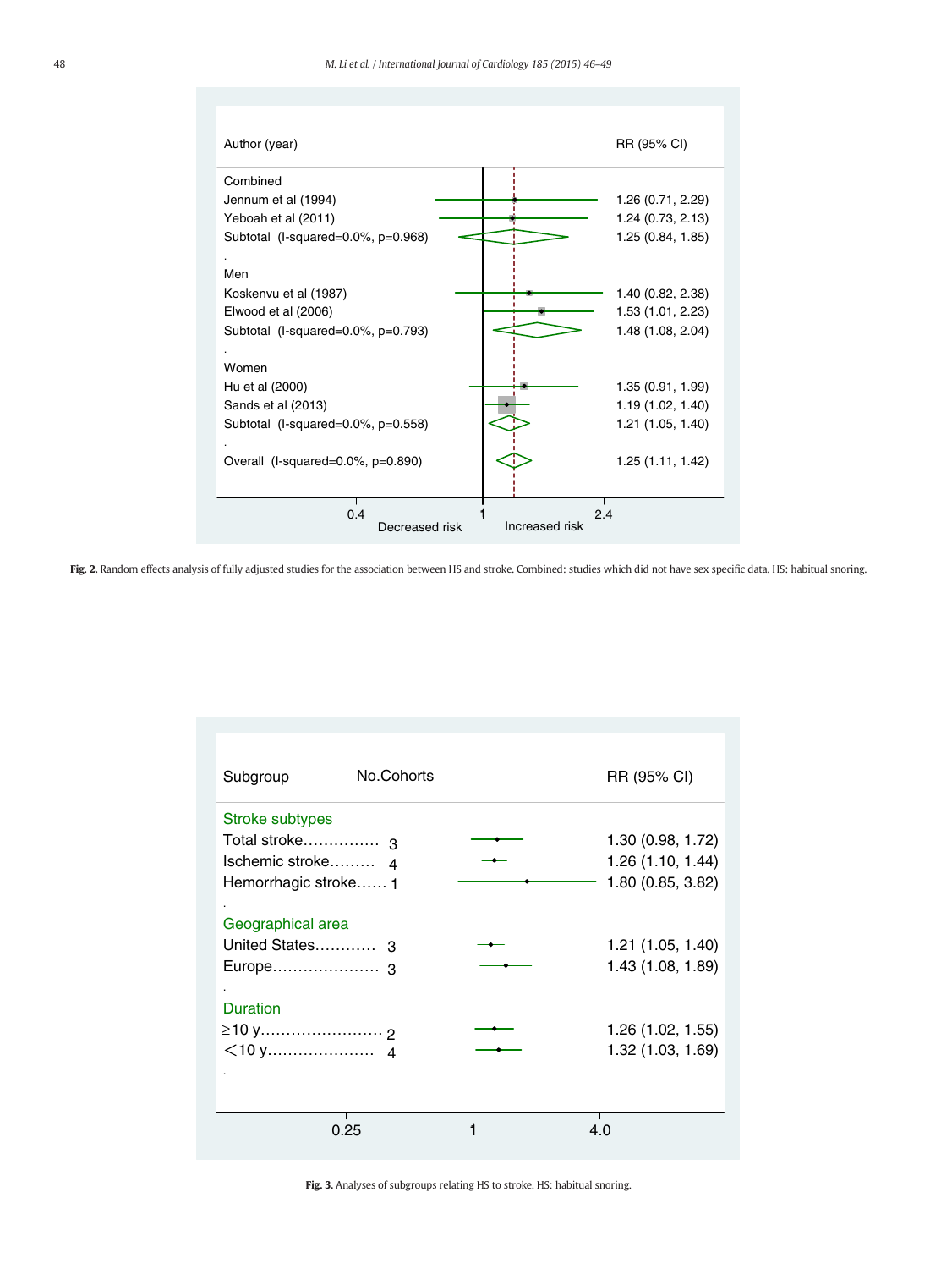| Author (year) | RR (95% CI) |
|---|---|
| **Combined** | |
| Jennum et al (1994) | 1.26 (0.71, 2.29) |
| Yeoboah et al (2011) | 1.24 (0.73, 2.13) |
| Subtotal (I-squared=0.0%, p=0.968) | 1.25 (0.84, 1.85) |
| **Men** | |
| Koskenvu et al (1987) | 1.40 (0.82, 2.38) |
| Elwood et al (2006) | 1.53 (1.01, 2.23) |
| Subtotal (I-squared=0.0%, p=0.793) | 1.48 (1.08, 2.04) |
| **Women** | |
| Hu et al (2000) | 1.35 (0.91, 1.99) |
| Sands et al (2013) | 1.19 (1.02, 1.40) |
| Subtotal (I-squared=0.0%, p=0.558) | 1.21 (1.05, 1.40) |
| Overall (I-squared=0.0%, p=0.890) | 1.25 (1.11, 1.42) |

**Fig. 2.** Random effects analysis of fully adjusted studies for the association between HS and stroke. Combined: studies which did not have sex specific data. HS: habitual snoring.

| Subgroup | No.Cohorts | RR (95% CI) |
|---|---|---|
| **Stroke subtypes** | | |
| Total stroke | 3 | 1.30 (0.98, 1.72) |
| Ischemic stroke | 4 | 1.26 (1.10, 1.44) |
| Hemorrhagic stroke | 1 | 1.80 (0.85, 3.82) |
| **Geographical area** | | |
| United States | 3 | 1.21 (1.05, 1.40) |
| Europe | 3 | 1.43 (1.08, 1.89) |
| **Duration** | | |
| ≥10 y | 2 | 1.26 (1.02, 1.55) |
| <10 y | 4 | 1.32 (1.03, 1.69) |

**Fig. 3.** Analyses of subgroups relating HS to stroke. HS: habitual snoring.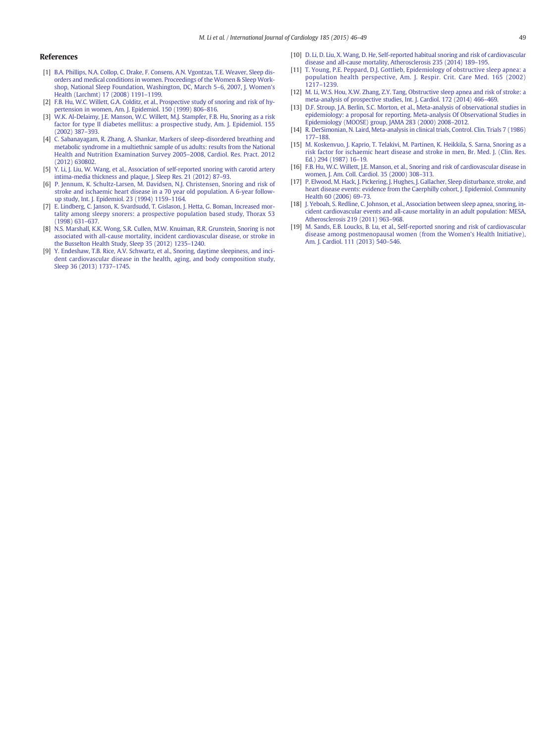## References

[1] B.A. Phillips, N.A. Collop, C. Drake, F. Consens, A.N. Vgontzas, T.E. Weaver, Sleep disorders and medical conditions in women. Proceedings of the Women & Sleep Workshop, National Sleep Foundation, Washington, DC, March 5–6, 2007, J. Women's Health (Larchmt) 17 (2008) 1191–1199.

[2] F.B. Hu, W.C. Willett, G.A. Colditz, et al., Prospective study of snoring and risk of hypertension in women, Am. J. Epidemiol. 150 (1999) 806–816.

[3] W.K. Al-Delaimy, J.E. Manson, W.C. Willett, M.J. Stampfer, F.B. Hu, Snoring as a risk factor for type II diabetes mellitus: a prospective study, Am. J. Epidemiol. 155 (2002) 387–393.

[4] C. Sabanayagam, R. Zhang, A. Shankar, Markers of sleep-disordered breathing and metabolic syndrome in a multiethnic sample of us adults: results from the National Health and Nutrition Examination Survey 2005–2008, Cardiol. Res. Pract. 2012 (2012) 630802.

[5] Y. Li, J. Liu, W. Wang, et al., Association of self-reported snoring with carotid artery intima-media thickness and plaque, J. Sleep Res. 21 (2012) 87–93.

[6] P. Jennum, K. Schultz-Larsen, M. Davidsen, N.J. Christensen, Snoring and risk of stroke and ischaemic heart disease in a 70 year old population. A 6-year follow-up study, Int. J. Epidemiol. 23 (1994) 1159–1164.

[7] E. Lindberg, C. Janson, K. Svardsudd, T. Gislason, J. Hetta, G. Boman, Increased mortality among sleepy snorers: a prospective population based study, Thorax 53 (1998) 631–637.

[8] N.S. Marshall, K.K. Wong, S.R. Cullen, M.W. Knuiman, R.R. Grunstein, Snoring is not associated with all-cause mortality, incident cardiovascular disease, or stroke in the Busselton Health Study, Sleep 35 (2012) 1235–1240.

[9] Y. Endeshaw, T.B. Rice, A.V. Schwartz, et al., Snoring, daytime sleepiness, and incident cardiovascular disease in the health, aging, and body composition study, Sleep 36 (2013) 1737–1745.

[10] D. Li, D. Liu, X. Wang, D. He, Self-reported habitual snoring and risk of cardiovascular disease and all-cause mortality, Atherosclerosis 235 (2014) 189–195.

[11] T. Young, P.E. Peppard, D.J. Gottlieb, Epidemiology of obstructive sleep apnea: a population health perspective, Am. J. Respir. Crit. Care Med. 165 (2002) 1217–1239.

[12] M. Li, W.S. Hou, X.W. Zhang, Z.Y. Tang, Obstructive sleep apnea and risk of stroke: a meta-analysis of prospective studies, Int. J. Cardiol. 172 (2014) 466–469.

[13] D.F. Stroup, J.A. Berlin, S.C. Morton, et al., Meta-analysis of observational studies in epidemiology: a proposal for reporting. Meta-analysis Of Observational Studies in Epidemiology (MOOSE) group, JAMA 283 (2000) 2008–2012.

[14] R. DerSimonian, N. Laird, Meta-analysis in clinical trials, Control. Clin. Trials 7 (1986) 177–188.

[15] M. Koskenvuo, J. Kaprio, T. Telakivi, M. Partinen, K. Heikkila, S. Sarna, Snoring as a risk factor for ischaemic heart disease and stroke in men, Br. Med. J. (Clin. Res. Ed.) 294 (1987) 16–19.

[16] F.B. Hu, W.C. Willett, J.E. Manson, et al., Snoring and risk of cardiovascular disease in women, J. Am. Coll. Cardiol. 35 (2000) 308–313.

[17] P. Elwood, M. Hack, J. Pickering, J. Hughes, J. Gallacher, Sleep disturbance, stroke, and heart disease events: evidence from the Caerphilly cohort, J. Epidemiol. Community Health 60 (2006) 69–73.

[18] J. Yeboah, S. Redline, C. Johnson, et al., Association between sleep apnea, snoring, incident cardiovascular events and all-cause mortality in an adult population: MESA, Atherosclerosis 219 (2011) 963–968.

[19] M. Sands, E.B. Loucks, B. Lu, et al., Self-reported snoring and risk of cardiovascular disease among postmenopausal women (from the Women's Health Initiative), Am. J. Cardiol. 111 (2013) 540–546.